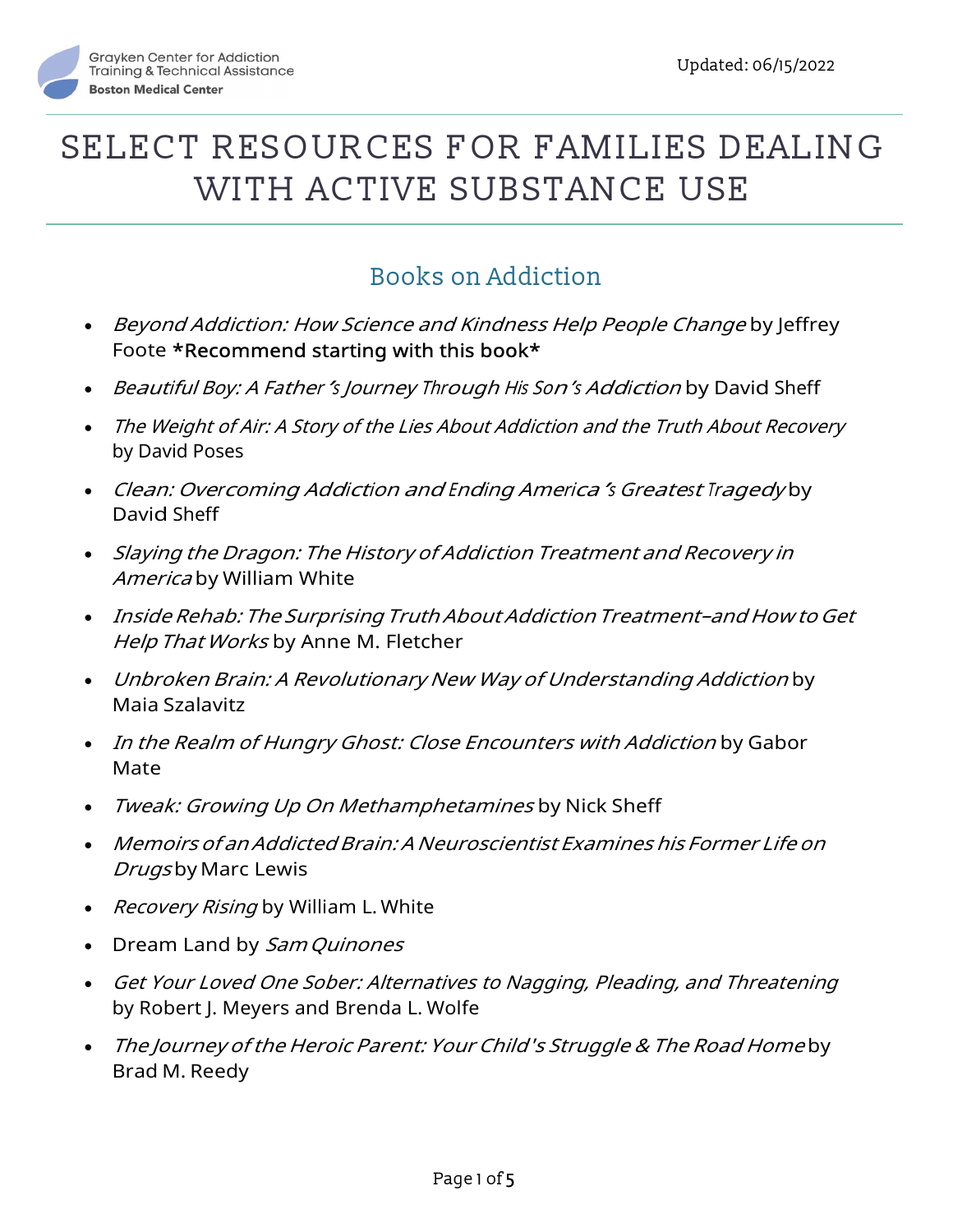Grayken Center for Addiction Training & Technical Assistance
Boston Medical Center

Updated: 06/15/2022

# SELECT RESOURCES FOR FAMILIES DEALING WITH ACTIVE SUBSTANCE USE

## Books on Addiction

- *Beyond Addiction: How Science and Kindness Help People Change* by Jeffrey Foote **\*Recommend starting with this book\***
- *Beautiful Boy: A Father's Journey Through His Son's Addiction* by David Sheff
- *The Weight of Air: A Story of the Lies About Addiction and the Truth About Recovery* by David Poses
- *Clean: Overcoming Addiction and Ending America's Greatest Tragedy* by David Sheff
- *Slaying the Dragon: The History of Addiction Treatment and Recovery in America* by William White
- *Inside Rehab: The Surprising Truth About Addiction Treatment–and How to Get Help That Works* by Anne M. Fletcher
- *Unbroken Brain: A Revolutionary New Way of Understanding Addiction* by Maia Szalavitz
- *In the Realm of Hungry Ghost: Close Encounters with Addiction* by Gabor Mate
- *Tweak: Growing Up On Methamphetamines* by Nick Sheff
- *Memoirs of an Addicted Brain: A Neuroscientist Examines his Former Life on Drugs* by Marc Lewis
- *Recovery Rising* by William L. White
- Dream Land by *Sam Quinones*
- *Get Your Loved One Sober: Alternatives to Nagging, Pleading, and Threatening* by Robert J. Meyers and Brenda L. Wolfe
- *The Journey of the Heroic Parent: Your Child's Struggle & The Road Home* by Brad M. Reedy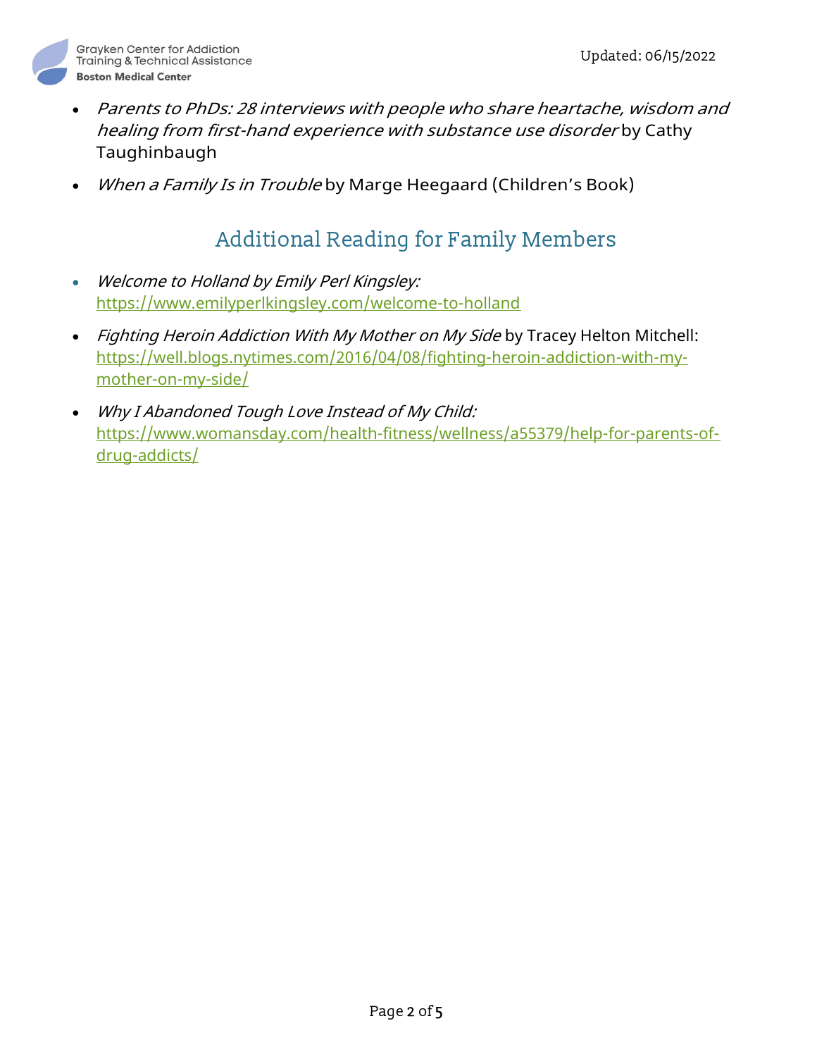- *Parents to PhDs: 28 interviews with people who share heartache, wisdom and healing from first-hand experience with substance use disorder* by Cathy Taughinbaugh
- *When a Family Is in Trouble* by Marge Heegaard (Children's Book)

## Additional Reading for Family Members

- *Welcome to Holland by Emily Perl Kingsley:* https://www.emilyperlkingsley.com/welcome-to-holland
- *Fighting Heroin Addiction With My Mother on My Side* by Tracey Helton Mitchell: https://well.blogs.nytimes.com/2016/04/08/fighting-heroin-addiction-with-my-mother-on-my-side/
- *Why I Abandoned Tough Love Instead of My Child:* https://www.womansday.com/health-fitness/wellness/a55379/help-for-parents-of-drug-addicts/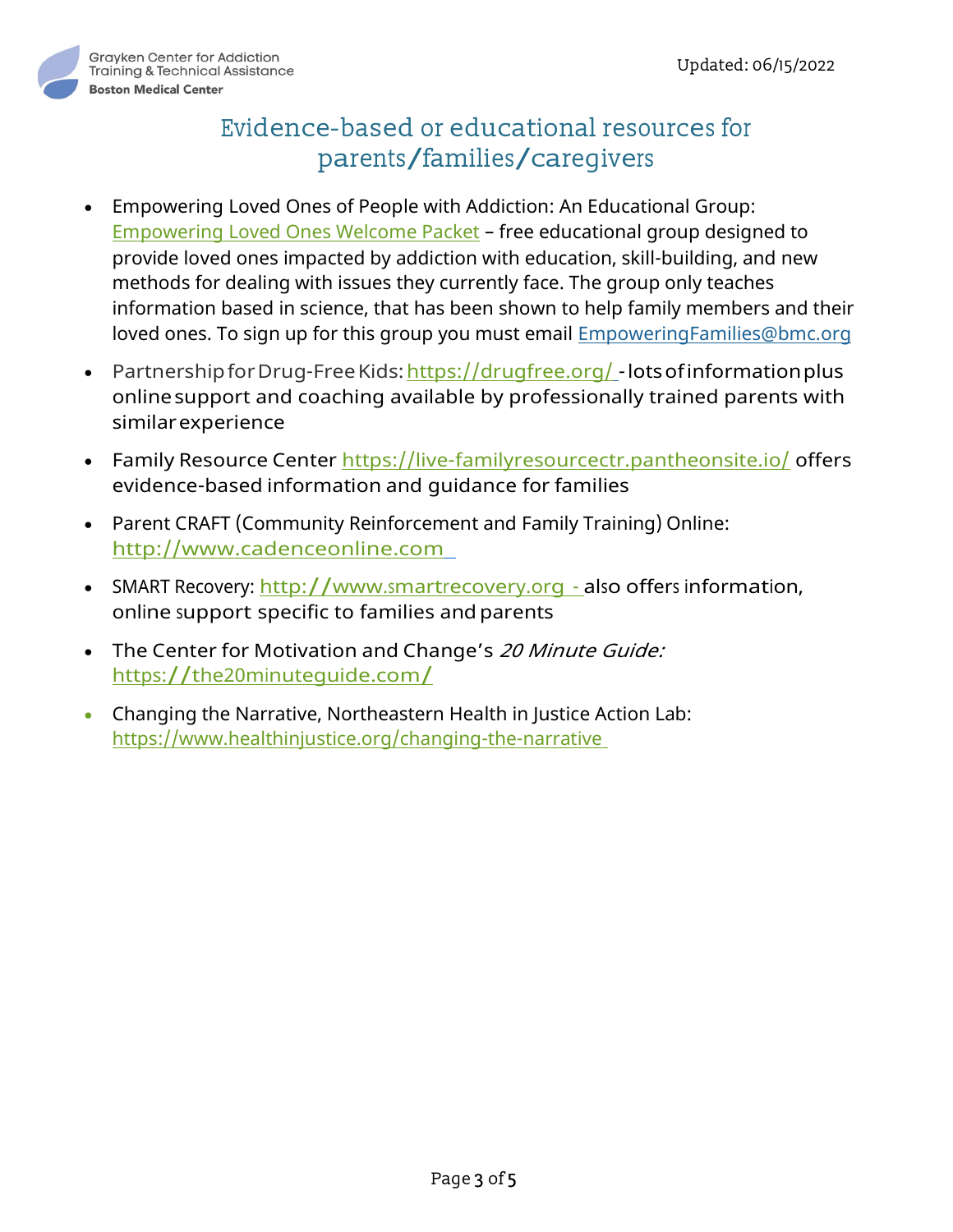# Evidence-based or educational resources for parents/families/caregivers

- Empowering Loved Ones of People with Addiction: An Educational Group: Empowering Loved Ones Welcome Packet – free educational group designed to provide loved ones impacted by addiction with education, skill-building, and new methods for dealing with issues they currently face. The group only teaches information based in science, that has been shown to help family members and their loved ones. To sign up for this group you must email EmpoweringFamilies@bmc.org
- Partnership for Drug-Free Kids: https://drugfree.org/ - lots of information plus online support and coaching available by professionally trained parents with similar experience
- Family Resource Center https://live-familyresourcectr.pantheonsite.io/ offers evidence-based information and guidance for families
- Parent CRAFT (Community Reinforcement and Family Training) Online: http://www.cadenceonline.com
- SMART Recovery: http://www.smartrecovery.org - also offers information, online support specific to families and parents
- The Center for Motivation and Change's *20 Minute Guide:* https://the20minuteguide.com/
- Changing the Narrative, Northeastern Health in Justice Action Lab: https://www.healthinjustice.org/changing-the-narrative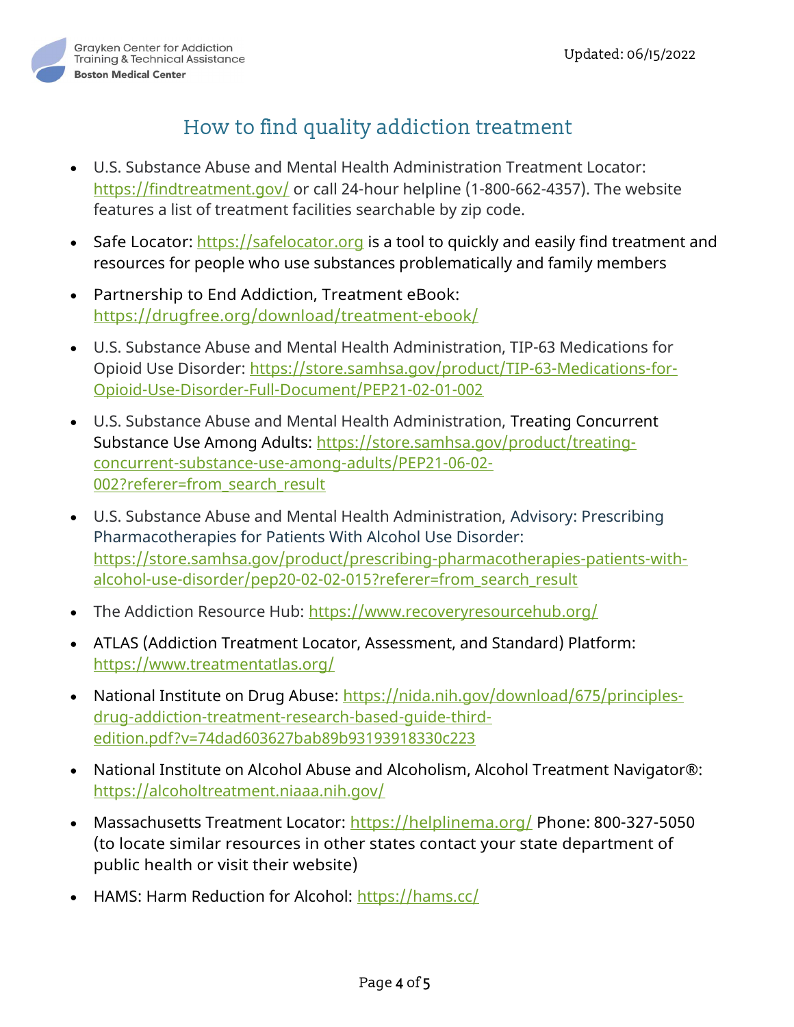## How to find quality addiction treatment

- U.S. Substance Abuse and Mental Health Administration Treatment Locator: https://findtreatment.gov/ or call 24-hour helpline (1-800-662-4357). The website features a list of treatment facilities searchable by zip code.
- Safe Locator: https://safelocator.org is a tool to quickly and easily find treatment and resources for people who use substances problematically and family members
- Partnership to End Addiction, Treatment eBook: https://drugfree.org/download/treatment-ebook/
- U.S. Substance Abuse and Mental Health Administration, TIP-63 Medications for Opioid Use Disorder: https://store.samhsa.gov/product/TIP-63-Medications-for-Opioid-Use-Disorder-Full-Document/PEP21-02-01-002
- U.S. Substance Abuse and Mental Health Administration, Treating Concurrent Substance Use Among Adults: https://store.samhsa.gov/product/treating-concurrent-substance-use-among-adults/PEP21-06-02-002?referer=from_search_result
- U.S. Substance Abuse and Mental Health Administration, Advisory: Prescribing Pharmacotherapies for Patients With Alcohol Use Disorder: https://store.samhsa.gov/product/prescribing-pharmacotherapies-patients-with-alcohol-use-disorder/pep20-02-02-015?referer=from_search_result
- The Addiction Resource Hub: https://www.recoveryresourcehub.org/
- ATLAS (Addiction Treatment Locator, Assessment, and Standard) Platform: https://www.treatmentatlas.org/
- National Institute on Drug Abuse: https://nida.nih.gov/download/675/principles-drug-addiction-treatment-research-based-guide-third-edition.pdf?v=74dad603627bab89b93193918330c223
- National Institute on Alcohol Abuse and Alcoholism, Alcohol Treatment Navigator®: https://alcoholtreatment.niaaa.nih.gov/
- Massachusetts Treatment Locator: https://helplinema.org/ Phone: 800-327-5050 (to locate similar resources in other states contact your state department of public health or visit their website)
- HAMS: Harm Reduction for Alcohol: https://hams.cc/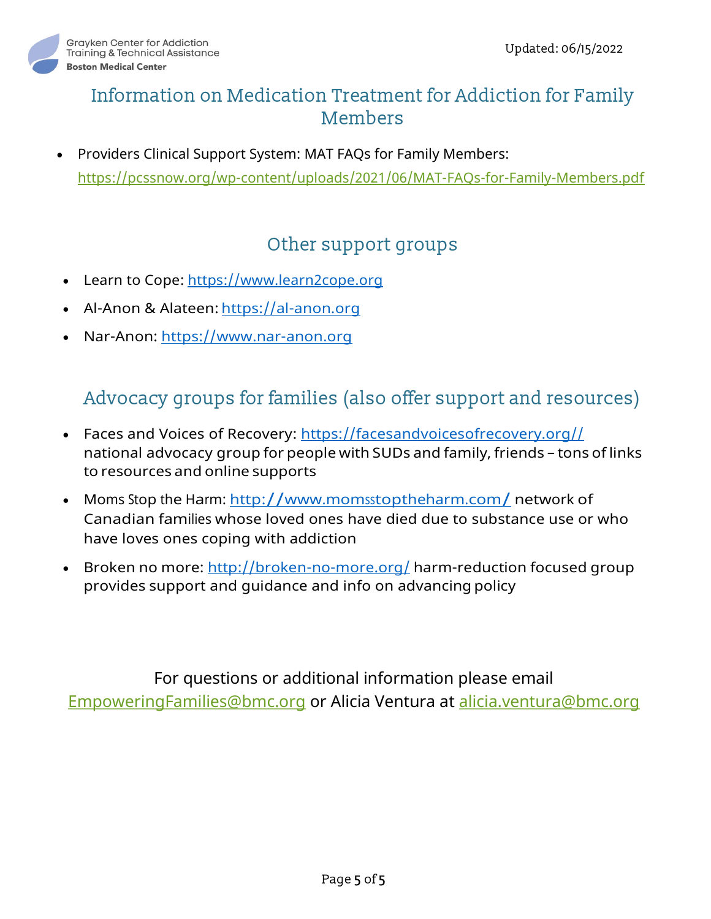## Information on Medication Treatment for Addiction for Family Members

- Providers Clinical Support System: MAT FAQs for Family Members: https://pcssnow.org/wp-content/uploads/2021/06/MAT-FAQs-for-Family-Members.pdf

## Other support groups

- Learn to Cope: https://www.learn2cope.org
- Al-Anon & Alateen: https://al-anon.org
- Nar-Anon: https://www.nar-anon.org

## Advocacy groups for families (also offer support and resources)

- Faces and Voices of Recovery: https://facesandvoicesofrecovery.org// national advocacy group for people with SUDs and family, friends – tons of links to resources and online supports
- Moms Stop the Harm: http://www.momsstoptheharm.com/ network of Canadian families whose loved ones have died due to substance use or who have loves ones coping with addiction
- Broken no more: http://broken-no-more.org/ harm-reduction focused group provides support and guidance and info on advancing policy

For questions or additional information please email EmpoweringFamilies@bmc.org or Alicia Ventura at alicia.ventura@bmc.org